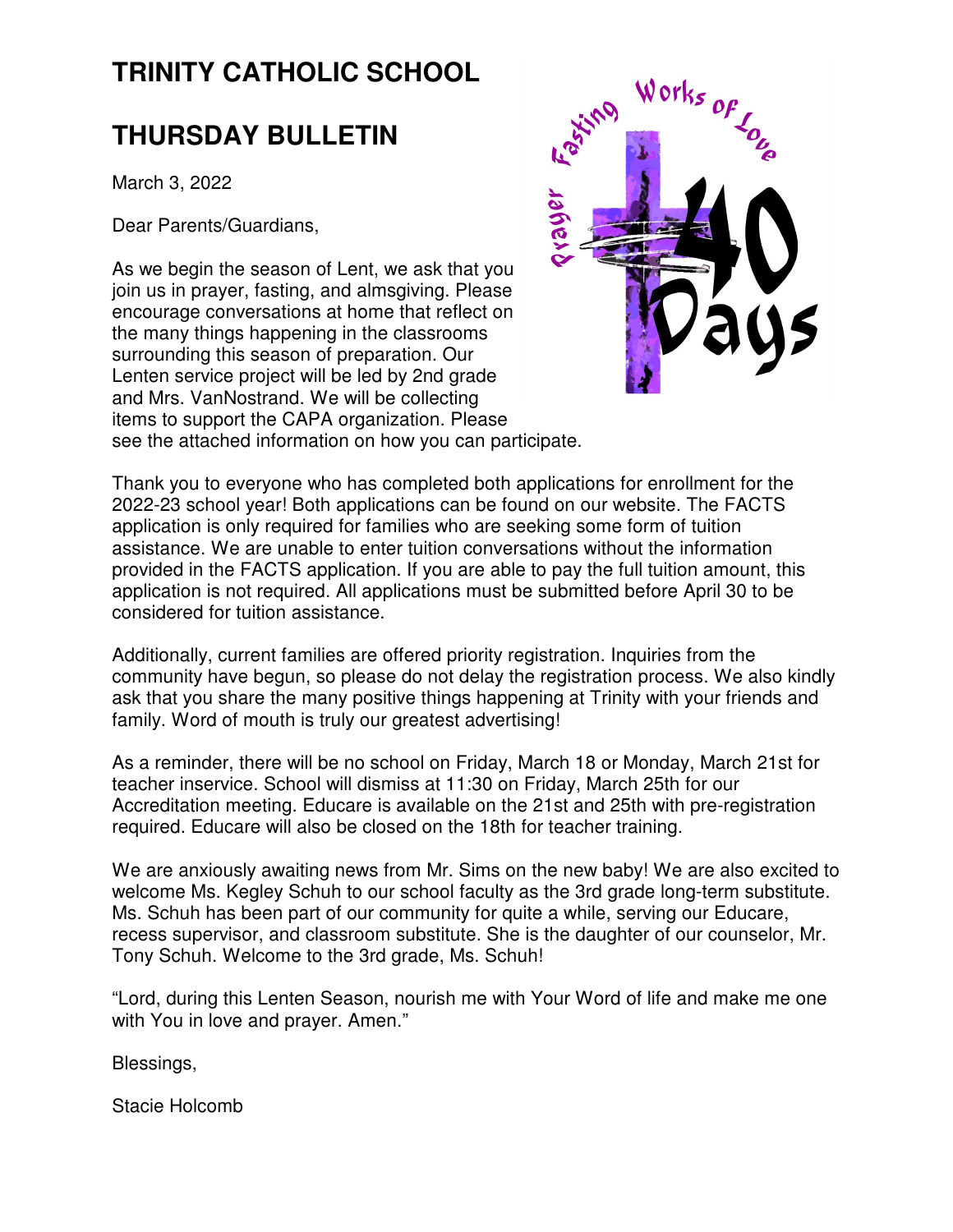# TRINITY CATHOLIC SCHOOL

# THURSDAY BULLETIN

March 3, 2022

Dear Parents/Guardians,

As we begin the season of Lent, we ask that you join us in prayer, fasting, and almsgiving. Please encourage conversations at home that reflect on the many things happening in the classrooms surrounding this season of preparation. Our Lenten service project will be led by 2nd grade and Mrs. VanNostrand. We will be collecting items to support the CAPA organization. Please see the attached information on how you can participate.

Thank you to everyone who has completed both applications for enrollment for the 2022-23 school year! Both applications can be found on our website. The FACTS application is only required for families who are seeking some form of tuition assistance. We are unable to enter tuition conversations without the information provided in the FACTS application. If you are able to pay the full tuition amount, this application is not required. All applications must be submitted before April 30 to be considered for tuition assistance.

Additionally, current families are offered priority registration. Inquiries from the community have begun, so please do not delay the registration process. We also kindly ask that you share the many positive things happening at Trinity with your friends and family. Word of mouth is truly our greatest advertising!

As a reminder, there will be no school on Friday, March 18 or Monday, March 21st for teacher inservice. School will dismiss at 11:30 on Friday, March 25th for our Accreditation meeting. Educare is available on the 21st and 25th with pre-registration required. Educare will also be closed on the 18th for teacher training.

We are anxiously awaiting news from Mr. Sims on the new baby! We are also excited to welcome Ms. Kegley Schuh to our school faculty as the 3rd grade long-term substitute. Ms. Schuh has been part of our community for quite a while, serving our Educare, recess supervisor, and classroom substitute. She is the daughter of our counselor, Mr. Tony Schuh. Welcome to the 3rd grade, Ms. Schuh!

"Lord, during this Lenten Season, nourish me with Your Word of life and make me one with You in love and prayer. Amen."

Blessings,

Stacie Holcomb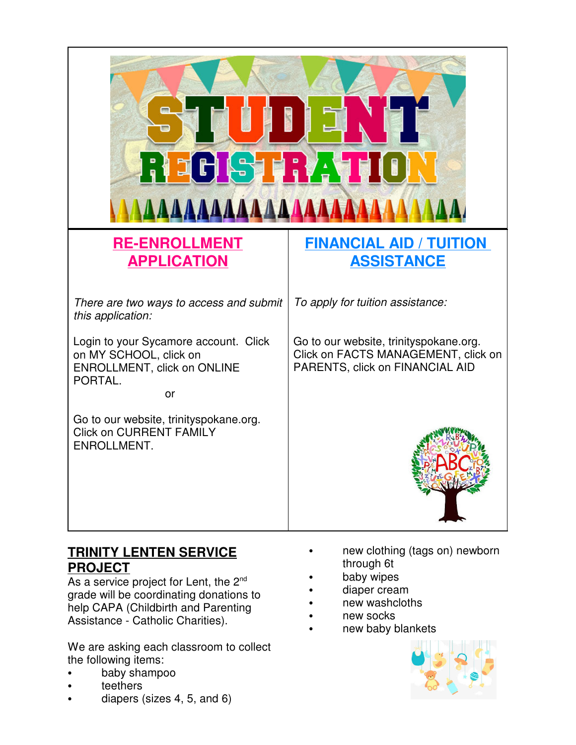# STUDENT REGISTRATION

## RE-ENROLLMENT APPLICATION

*There are two ways to access and submit this application:*

Login to your Sycamore account. Click on MY SCHOOL, click on ENROLLMENT, click on ONLINE PORTAL.

or

Go to our website, trinityspokane.org. Click on CURRENT FAMILY ENROLLMENT.

## FINANCIAL AID / TUITION ASSISTANCE

*To apply for tuition assistance:*

Go to our website, trinityspokane.org. Click on FACTS MANAGEMENT, click on PARENTS, click on FINANCIAL AID

## TRINITY LENTEN SERVICE PROJECT

As a service project for Lent, the 2nd grade will be coordinating donations to help CAPA (Childbirth and Parenting Assistance - Catholic Charities).

We are asking each classroom to collect the following items:

- baby shampoo
- teethers
- diapers (sizes 4, 5, and 6)
- new clothing (tags on) newborn through 6t
- baby wipes
- diaper cream
- new washcloths
- new socks
- new baby blankets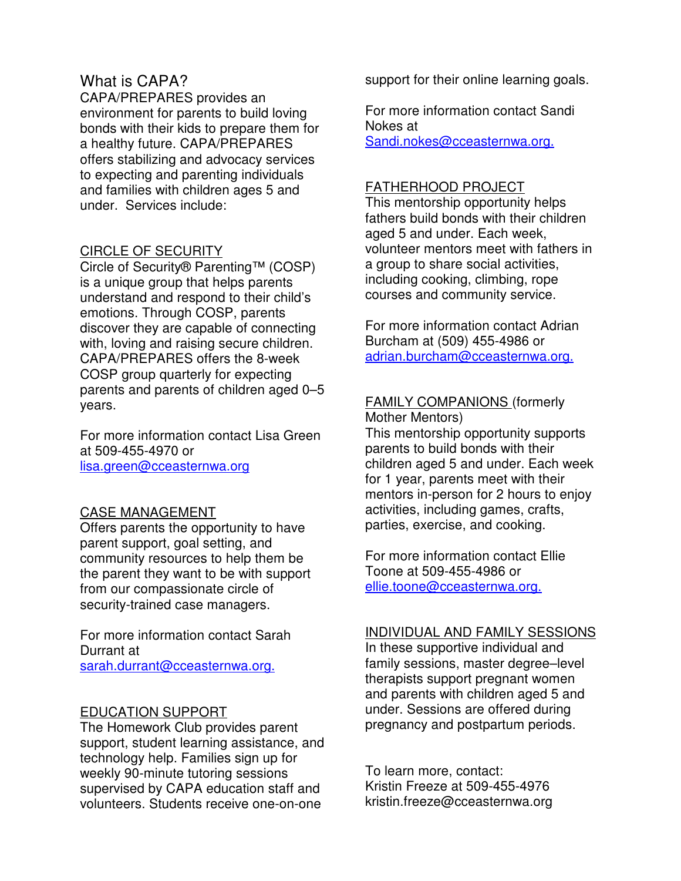## What is CAPA?

CAPA/PREPARES provides an environment for parents to build loving bonds with their kids to prepare them for a healthy future. CAPA/PREPARES offers stabilizing and advocacy services to expecting and parenting individuals and families with children ages 5 and under. Services include:

### CIRCLE OF SECURITY

Circle of Security® Parenting™ (COSP) is a unique group that helps parents understand and respond to their child's emotions. Through COSP, parents discover they are capable of connecting with, loving and raising secure children. CAPA/PREPARES offers the 8-week COSP group quarterly for expecting parents and parents of children aged 0–5 years.

For more information contact Lisa Green at 509-455-4970 or lisa.green@cceasternwa.org

### CASE MANAGEMENT

Offers parents the opportunity to have parent support, goal setting, and community resources to help them be the parent they want to be with support from our compassionate circle of security-trained case managers.

For more information contact Sarah Durrant at sarah.durrant@cceasternwa.org.

### EDUCATION SUPPORT

The Homework Club provides parent support, student learning assistance, and technology help. Families sign up for weekly 90-minute tutoring sessions supervised by CAPA education staff and volunteers. Students receive one-on-one support for their online learning goals.

For more information contact Sandi Nokes at Sandi.nokes@cceasternwa.org.

### FATHERHOOD PROJECT

This mentorship opportunity helps fathers build bonds with their children aged 5 and under. Each week, volunteer mentors meet with fathers in a group to share social activities, including cooking, climbing, rope courses and community service.

For more information contact Adrian Burcham at (509) 455-4986 or adrian.burcham@cceasternwa.org.

### FAMILY COMPANIONS (formerly Mother Mentors)

This mentorship opportunity supports parents to build bonds with their children aged 5 and under. Each week for 1 year, parents meet with their mentors in-person for 2 hours to enjoy activities, including games, crafts, parties, exercise, and cooking.

For more information contact Ellie Toone at 509-455-4986 or ellie.toone@cceasternwa.org.

### INDIVIDUAL AND FAMILY SESSIONS

In these supportive individual and family sessions, master degree–level therapists support pregnant women and parents with children aged 5 and under. Sessions are offered during pregnancy and postpartum periods.

To learn more, contact:
Kristin Freeze at 509-455-4976
kristin.freeze@cceasternwa.org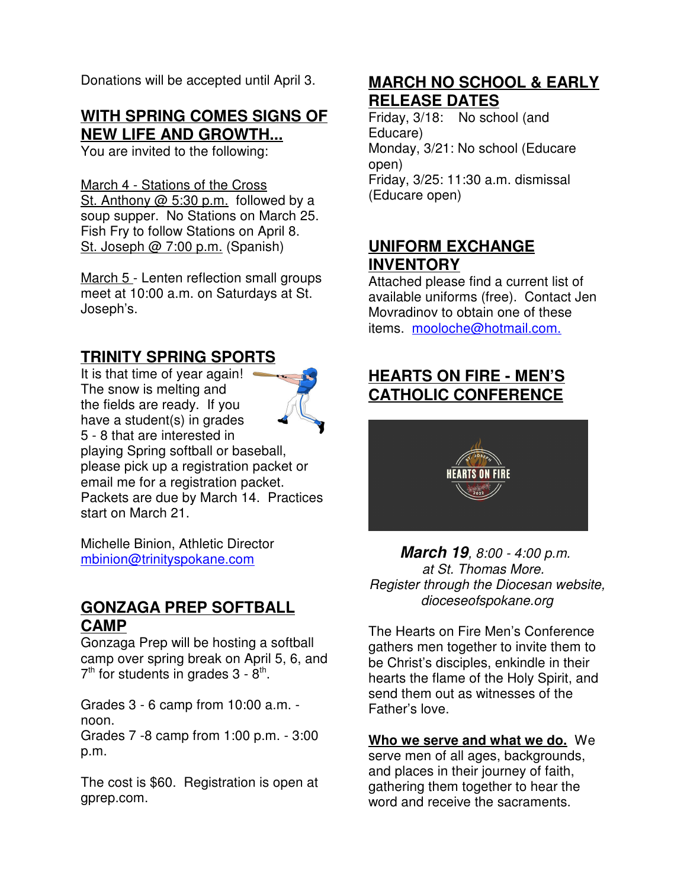Donations will be accepted until April 3.

## WITH SPRING COMES SIGNS OF NEW LIFE AND GROWTH...

You are invited to the following:

March 4 - Stations of the Cross
St. Anthony @ 5:30 p.m. followed by a soup supper. No Stations on March 25. Fish Fry to follow Stations on April 8.
St. Joseph @ 7:00 p.m. (Spanish)

March 5 - Lenten reflection small groups meet at 10:00 a.m. on Saturdays at St. Joseph's.

## TRINITY SPRING SPORTS

It is that time of year again! The snow is melting and the fields are ready. If you have a student(s) in grades 5 - 8 that are interested in playing Spring softball or baseball, please pick up a registration packet or email me for a registration packet. Packets are due by March 14. Practices start on March 21.

Michelle Binion, Athletic Director
mbinion@trinityspokane.com

## GONZAGA PREP SOFTBALL CAMP

Gonzaga Prep will be hosting a softball camp over spring break on April 5, 6, and 7th for students in grades 3 - 8th.

Grades 3 - 6 camp from 10:00 a.m. - noon.
Grades 7 -8 camp from 1:00 p.m. - 3:00 p.m.

The cost is $60. Registration is open at gprep.com.

## MARCH NO SCHOOL & EARLY RELEASE DATES

Friday, 3/18: No school (and Educare)
Monday, 3/21: No school (Educare open)
Friday, 3/25: 11:30 a.m. dismissal (Educare open)

## UNIFORM EXCHANGE INVENTORY

Attached please find a current list of available uniforms (free). Contact Jen Movradinov to obtain one of these items. mooloche@hotmail.com.

## HEARTS ON FIRE - MEN'S CATHOLIC CONFERENCE

***March 19**, 8:00 - 4:00 p.m.*
*at St. Thomas More.*
*Register through the Diocesan website, dioceseofspokane.org*

The Hearts on Fire Men's Conference gathers men together to invite them to be Christ's disciples, enkindle in their hearts the flame of the Holy Spirit, and send them out as witnesses of the Father's love.

**Who we serve and what we do.** We serve men of all ages, backgrounds, and places in their journey of faith, gathering them together to hear the word and receive the sacraments.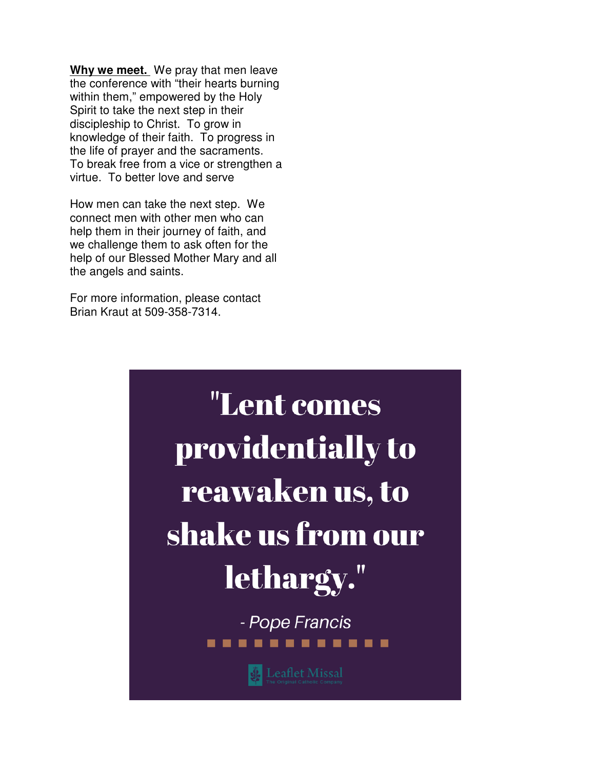**Why we meet.** We pray that men leave the conference with "their hearts burning within them," empowered by the Holy Spirit to take the next step in their discipleship to Christ. To grow in knowledge of their faith. To progress in the life of prayer and the sacraments. To break free from a vice or strengthen a virtue. To better love and serve

How men can take the next step. We connect men with other men who can help them in their journey of faith, and we challenge them to ask often for the help of our Blessed Mother Mary and all the angels and saints.

For more information, please contact Brian Kraut at 509-358-7314.

"Lent comes providentially to reawaken us, to shake us from our lethargy."

*- Pope Francis*

Leaflet Missal
The Original Catholic Company